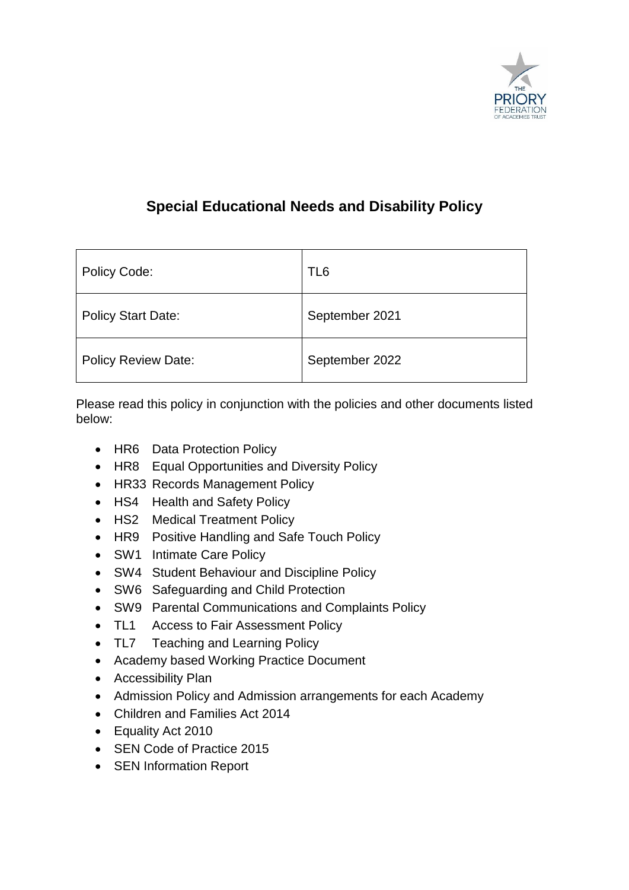# Special Educational Needs and Disability Policy

| Policy Code: | TL6 |
| --- | --- |
| Policy Start Date: | September 2021 |
| Policy Review Date: | September 2022 |

Please read this policy in conjunction with the policies and other documents listed below:

- HR6 Data Protection Policy
- HR8 Equal Opportunities and Diversity Policy
- HR33 Records Management Policy
- HS4 Health and Safety Policy
- HS2 Medical Treatment Policy
- HR9 Positive Handling and Safe Touch Policy
- SW1 Intimate Care Policy
- SW4 Student Behaviour and Discipline Policy
- SW6 Safeguarding and Child Protection
- SW9 Parental Communications and Complaints Policy
- TL1 Access to Fair Assessment Policy
- TL7 Teaching and Learning Policy
- Academy based Working Practice Document
- Accessibility Plan
- Admission Policy and Admission arrangements for each Academy
- Children and Families Act 2014
- Equality Act 2010
- SEN Code of Practice 2015
- SEN Information Report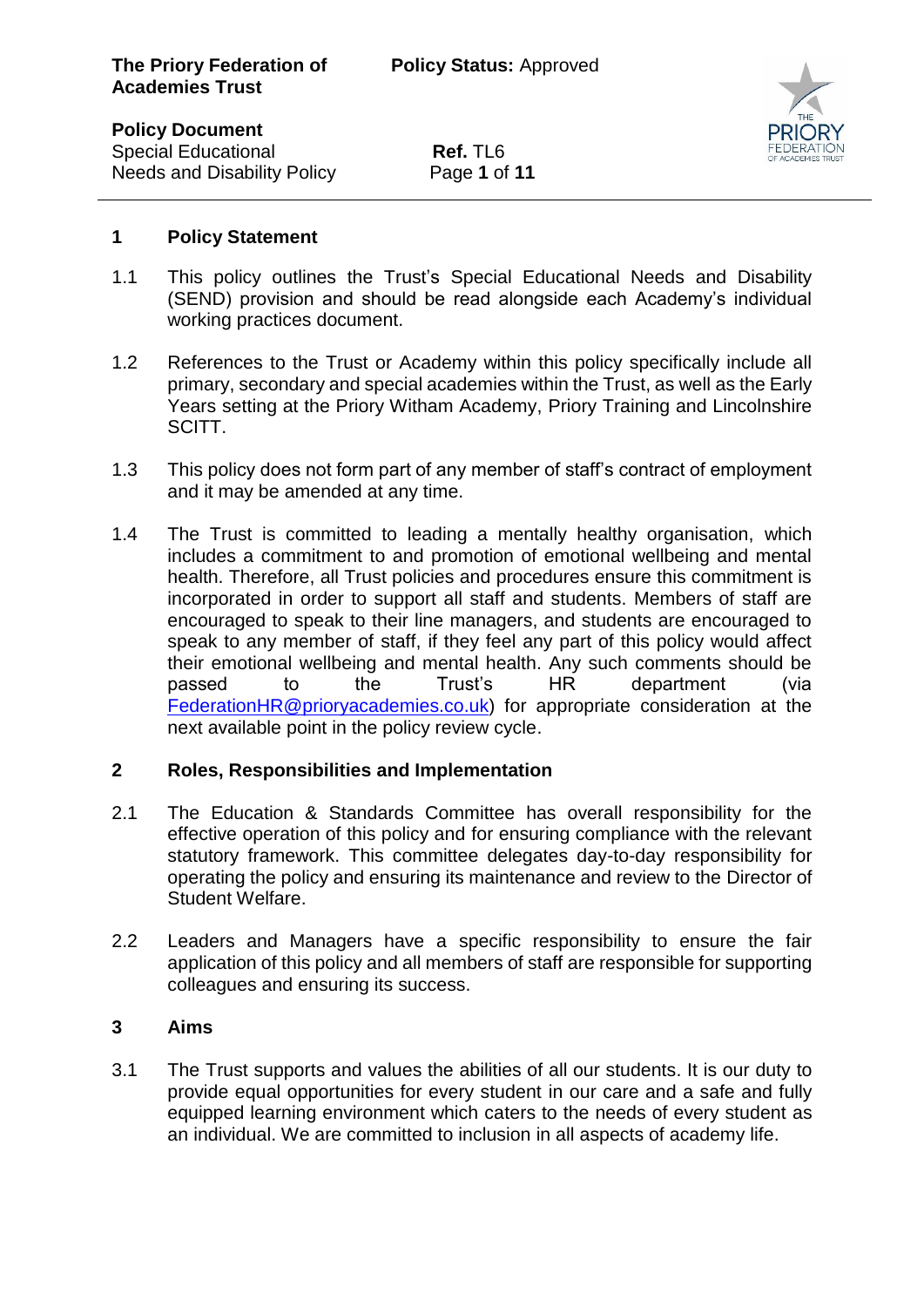## 1 Policy Statement

1.1 This policy outlines the Trust's Special Educational Needs and Disability (SEND) provision and should be read alongside each Academy's individual working practices document.

1.2 References to the Trust or Academy within this policy specifically include all primary, secondary and special academies within the Trust, as well as the Early Years setting at the Priory Witham Academy, Priory Training and Lincolnshire SCITT.

1.3 This policy does not form part of any member of staff's contract of employment and it may be amended at any time.

1.4 The Trust is committed to leading a mentally healthy organisation, which includes a commitment to and promotion of emotional wellbeing and mental health. Therefore, all Trust policies and procedures ensure this commitment is incorporated in order to support all staff and students. Members of staff are encouraged to speak to their line managers, and students are encouraged to speak to any member of staff, if they feel any part of this policy would affect their emotional wellbeing and mental health. Any such comments should be passed to the Trust's HR department (via FederationHR@prioryacademies.co.uk) for appropriate consideration at the next available point in the policy review cycle.

## 2 Roles, Responsibilities and Implementation

2.1 The Education & Standards Committee has overall responsibility for the effective operation of this policy and for ensuring compliance with the relevant statutory framework. This committee delegates day-to-day responsibility for operating the policy and ensuring its maintenance and review to the Director of Student Welfare.

2.2 Leaders and Managers have a specific responsibility to ensure the fair application of this policy and all members of staff are responsible for supporting colleagues and ensuring its success.

## 3 Aims

3.1 The Trust supports and values the abilities of all our students. It is our duty to provide equal opportunities for every student in our care and a safe and fully equipped learning environment which caters to the needs of every student as an individual. We are committed to inclusion in all aspects of academy life.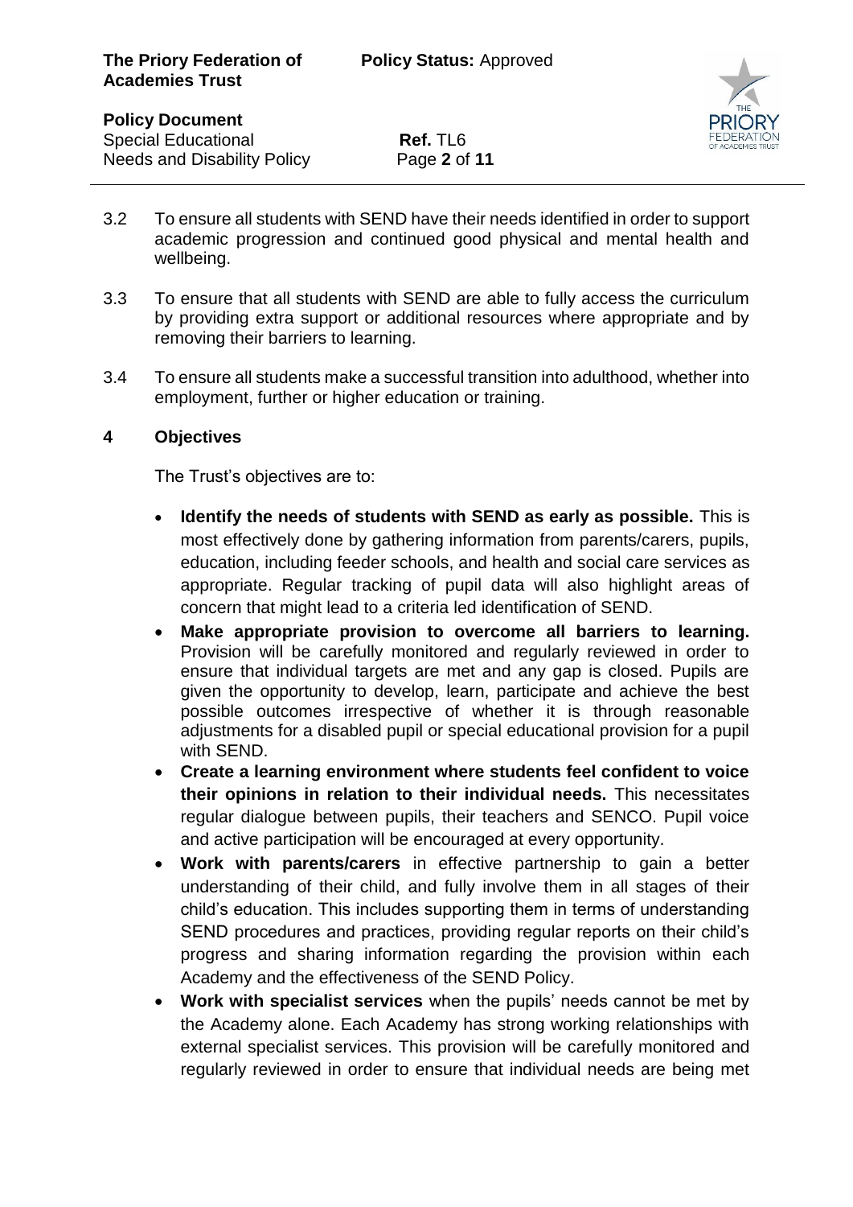3.2 To ensure all students with SEND have their needs identified in order to support academic progression and continued good physical and mental health and wellbeing.

3.3 To ensure that all students with SEND are able to fully access the curriculum by providing extra support or additional resources where appropriate and by removing their barriers to learning.

3.4 To ensure all students make a successful transition into adulthood, whether into employment, further or higher education or training.

## 4 Objectives

The Trust's objectives are to:

- **Identify the needs of students with SEND as early as possible.** This is most effectively done by gathering information from parents/carers, pupils, education, including feeder schools, and health and social care services as appropriate. Regular tracking of pupil data will also highlight areas of concern that might lead to a criteria led identification of SEND.
- **Make appropriate provision to overcome all barriers to learning.** Provision will be carefully monitored and regularly reviewed in order to ensure that individual targets are met and any gap is closed. Pupils are given the opportunity to develop, learn, participate and achieve the best possible outcomes irrespective of whether it is through reasonable adjustments for a disabled pupil or special educational provision for a pupil with SEND.
- **Create a learning environment where students feel confident to voice their opinions in relation to their individual needs.** This necessitates regular dialogue between pupils, their teachers and SENCO. Pupil voice and active participation will be encouraged at every opportunity.
- **Work with parents/carers** in effective partnership to gain a better understanding of their child, and fully involve them in all stages of their child's education. This includes supporting them in terms of understanding SEND procedures and practices, providing regular reports on their child's progress and sharing information regarding the provision within each Academy and the effectiveness of the SEND Policy.
- **Work with specialist services** when the pupils' needs cannot be met by the Academy alone. Each Academy has strong working relationships with external specialist services. This provision will be carefully monitored and regularly reviewed in order to ensure that individual needs are being met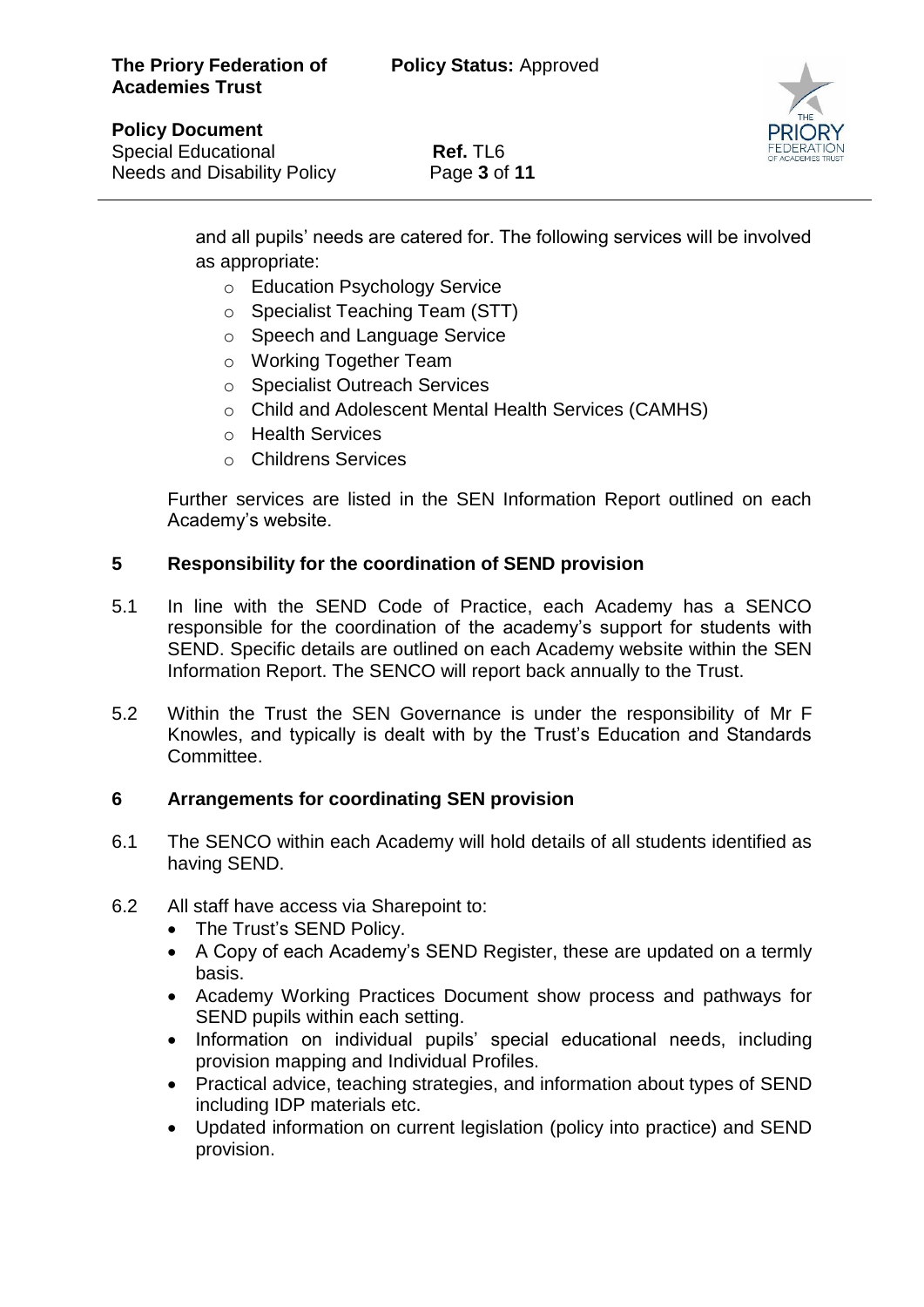and all pupils' needs are catered for. The following services will be involved as appropriate:

- Education Psychology Service
- Specialist Teaching Team (STT)
- Speech and Language Service
- Working Together Team
- Specialist Outreach Services
- Child and Adolescent Mental Health Services (CAMHS)
- Health Services
- Childrens Services

Further services are listed in the SEN Information Report outlined on each Academy's website.

## 5 Responsibility for the coordination of SEND provision

5.1 In line with the SEND Code of Practice, each Academy has a SENCO responsible for the coordination of the academy's support for students with SEND. Specific details are outlined on each Academy website within the SEN Information Report. The SENCO will report back annually to the Trust.

5.2 Within the Trust the SEN Governance is under the responsibility of Mr F Knowles, and typically is dealt with by the Trust's Education and Standards Committee.

## 6 Arrangements for coordinating SEN provision

6.1 The SENCO within each Academy will hold details of all students identified as having SEND.

6.2 All staff have access via Sharepoint to:

- The Trust's SEND Policy.
- A Copy of each Academy's SEND Register, these are updated on a termly basis.
- Academy Working Practices Document show process and pathways for SEND pupils within each setting.
- Information on individual pupils' special educational needs, including provision mapping and Individual Profiles.
- Practical advice, teaching strategies, and information about types of SEND including IDP materials etc.
- Updated information on current legislation (policy into practice) and SEND provision.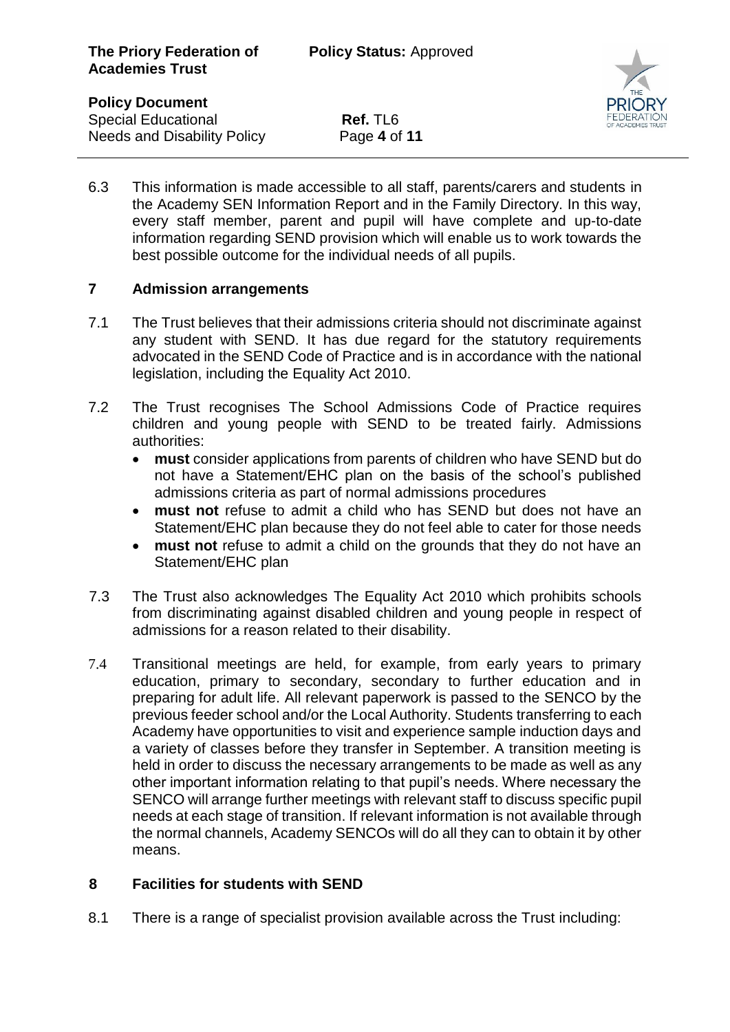6.3 This information is made accessible to all staff, parents/carers and students in the Academy SEN Information Report and in the Family Directory. In this way, every staff member, parent and pupil will have complete and up-to-date information regarding SEND provision which will enable us to work towards the best possible outcome for the individual needs of all pupils.

## 7 Admission arrangements

7.1 The Trust believes that their admissions criteria should not discriminate against any student with SEND. It has due regard for the statutory requirements advocated in the SEND Code of Practice and is in accordance with the national legislation, including the Equality Act 2010.

7.2 The Trust recognises The School Admissions Code of Practice requires children and young people with SEND to be treated fairly. Admissions authorities:

- **must** consider applications from parents of children who have SEND but do not have a Statement/EHC plan on the basis of the school's published admissions criteria as part of normal admissions procedures
- **must not** refuse to admit a child who has SEND but does not have an Statement/EHC plan because they do not feel able to cater for those needs
- **must not** refuse to admit a child on the grounds that they do not have an Statement/EHC plan

7.3 The Trust also acknowledges The Equality Act 2010 which prohibits schools from discriminating against disabled children and young people in respect of admissions for a reason related to their disability.

7.4 Transitional meetings are held, for example, from early years to primary education, primary to secondary, secondary to further education and in preparing for adult life. All relevant paperwork is passed to the SENCO by the previous feeder school and/or the Local Authority. Students transferring to each Academy have opportunities to visit and experience sample induction days and a variety of classes before they transfer in September. A transition meeting is held in order to discuss the necessary arrangements to be made as well as any other important information relating to that pupil's needs. Where necessary the SENCO will arrange further meetings with relevant staff to discuss specific pupil needs at each stage of transition. If relevant information is not available through the normal channels, Academy SENCOs will do all they can to obtain it by other means.

## 8 Facilities for students with SEND

8.1 There is a range of specialist provision available across the Trust including: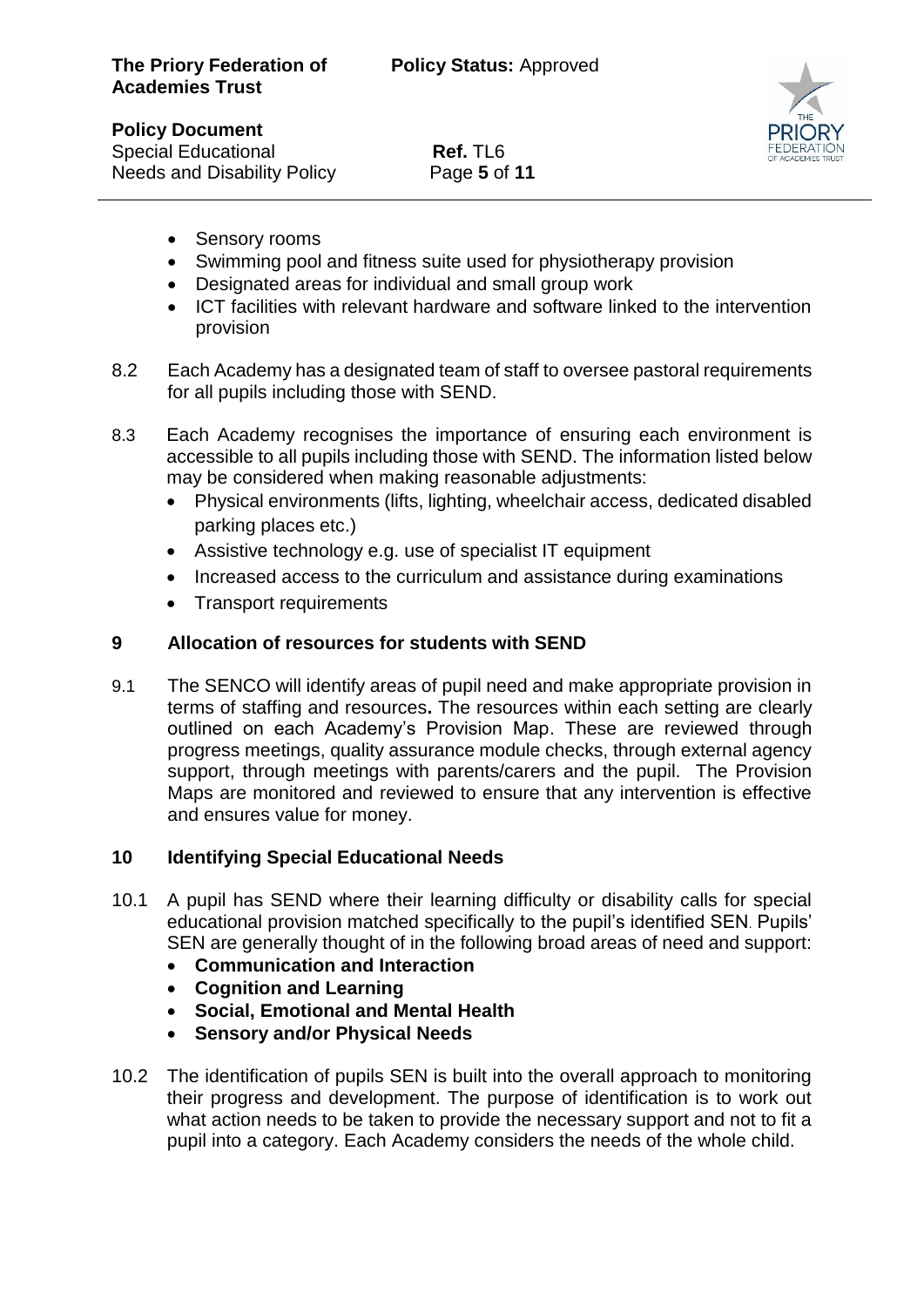- Sensory rooms
- Swimming pool and fitness suite used for physiotherapy provision
- Designated areas for individual and small group work
- ICT facilities with relevant hardware and software linked to the intervention provision

8.2 Each Academy has a designated team of staff to oversee pastoral requirements for all pupils including those with SEND.

8.3 Each Academy recognises the importance of ensuring each environment is accessible to all pupils including those with SEND. The information listed below may be considered when making reasonable adjustments:

- Physical environments (lifts, lighting, wheelchair access, dedicated disabled parking places etc.)
- Assistive technology e.g. use of specialist IT equipment
- Increased access to the curriculum and assistance during examinations
- Transport requirements

## 9 Allocation of resources for students with SEND

9.1 The SENCO will identify areas of pupil need and make appropriate provision in terms of staffing and resources**.** The resources within each setting are clearly outlined on each Academy's Provision Map. These are reviewed through progress meetings, quality assurance module checks, through external agency support, through meetings with parents/carers and the pupil. The Provision Maps are monitored and reviewed to ensure that any intervention is effective and ensures value for money.

## 10 Identifying Special Educational Needs

10.1 A pupil has SEND where their learning difficulty or disability calls for special educational provision matched specifically to the pupil's identified SEN. Pupils' SEN are generally thought of in the following broad areas of need and support:

- **Communication and Interaction**
- **Cognition and Learning**
- **Social, Emotional and Mental Health**
- **Sensory and/or Physical Needs**

10.2 The identification of pupils SEN is built into the overall approach to monitoring their progress and development. The purpose of identification is to work out what action needs to be taken to provide the necessary support and not to fit a pupil into a category. Each Academy considers the needs of the whole child.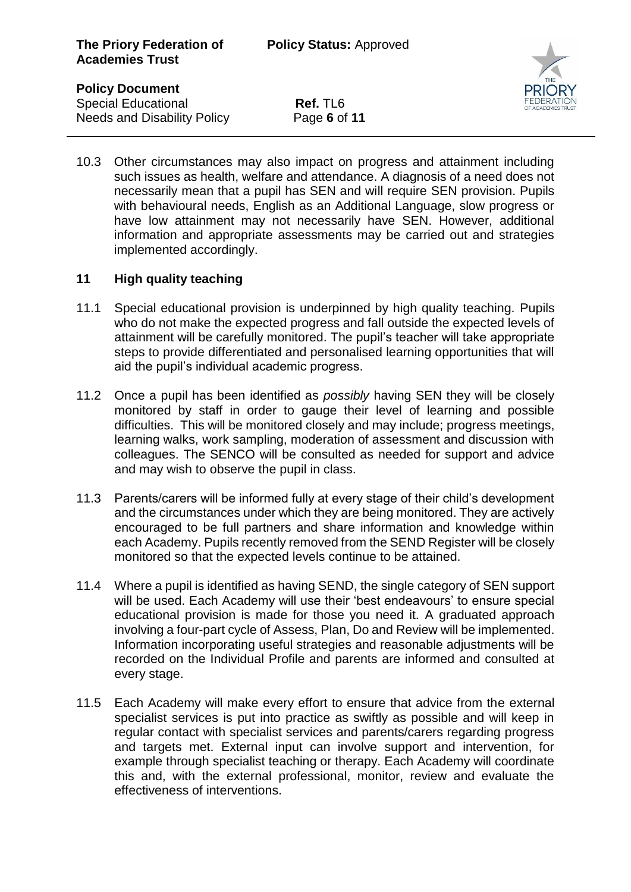10.3 Other circumstances may also impact on progress and attainment including such issues as health, welfare and attendance. A diagnosis of a need does not necessarily mean that a pupil has SEN and will require SEN provision. Pupils with behavioural needs, English as an Additional Language, slow progress or have low attainment may not necessarily have SEN. However, additional information and appropriate assessments may be carried out and strategies implemented accordingly.

## 11 High quality teaching

11.1 Special educational provision is underpinned by high quality teaching. Pupils who do not make the expected progress and fall outside the expected levels of attainment will be carefully monitored. The pupil's teacher will take appropriate steps to provide differentiated and personalised learning opportunities that will aid the pupil's individual academic progress.

11.2 Once a pupil has been identified as *possibly* having SEN they will be closely monitored by staff in order to gauge their level of learning and possible difficulties. This will be monitored closely and may include; progress meetings, learning walks, work sampling, moderation of assessment and discussion with colleagues. The SENCO will be consulted as needed for support and advice and may wish to observe the pupil in class.

11.3 Parents/carers will be informed fully at every stage of their child's development and the circumstances under which they are being monitored. They are actively encouraged to be full partners and share information and knowledge within each Academy. Pupils recently removed from the SEND Register will be closely monitored so that the expected levels continue to be attained.

11.4 Where a pupil is identified as having SEND, the single category of SEN support will be used. Each Academy will use their 'best endeavours' to ensure special educational provision is made for those you need it. A graduated approach involving a four-part cycle of Assess, Plan, Do and Review will be implemented. Information incorporating useful strategies and reasonable adjustments will be recorded on the Individual Profile and parents are informed and consulted at every stage.

11.5 Each Academy will make every effort to ensure that advice from the external specialist services is put into practice as swiftly as possible and will keep in regular contact with specialist services and parents/carers regarding progress and targets met. External input can involve support and intervention, for example through specialist teaching or therapy. Each Academy will coordinate this and, with the external professional, monitor, review and evaluate the effectiveness of interventions.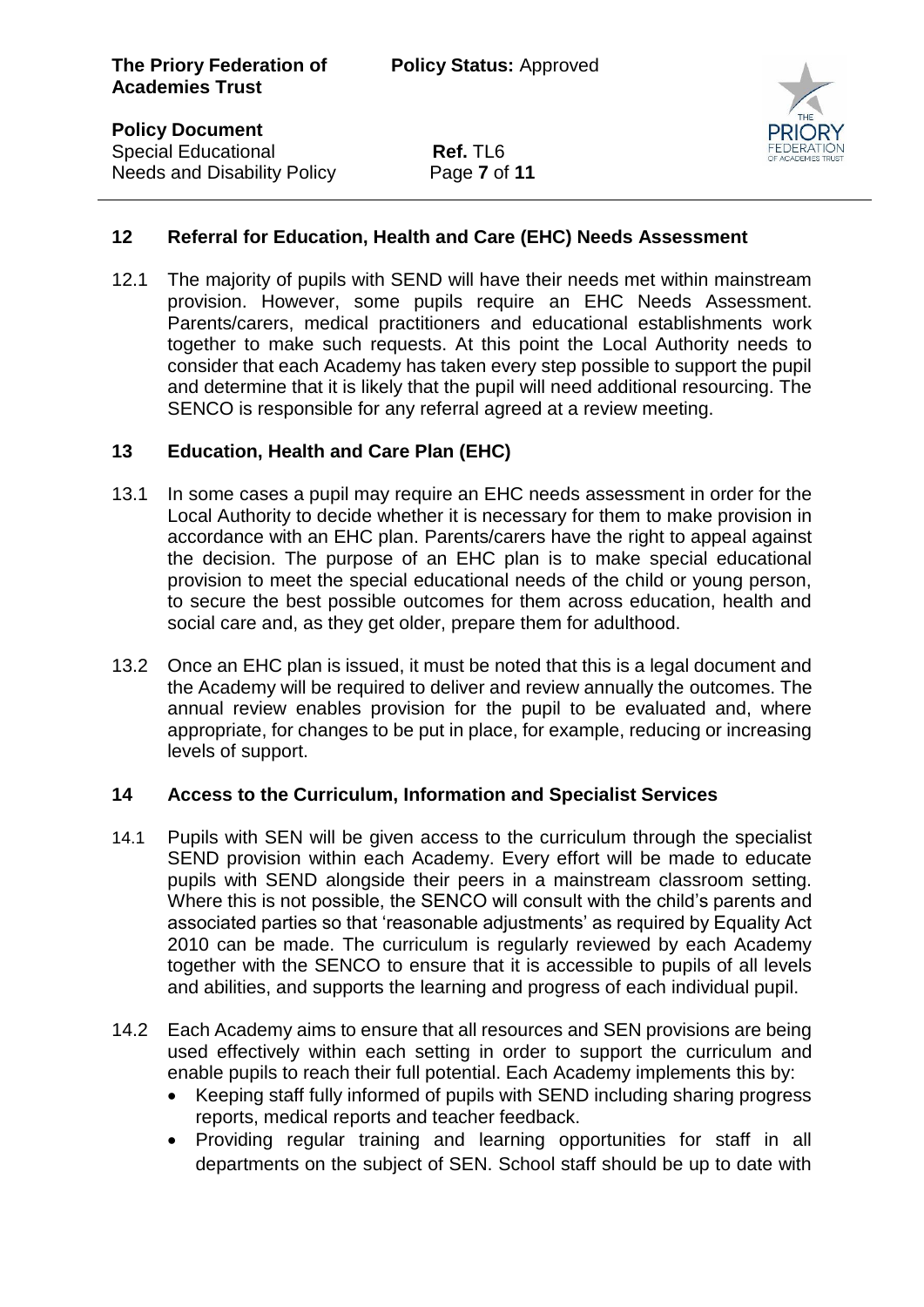## 12 Referral for Education, Health and Care (EHC) Needs Assessment

12.1 The majority of pupils with SEND will have their needs met within mainstream provision. However, some pupils require an EHC Needs Assessment. Parents/carers, medical practitioners and educational establishments work together to make such requests. At this point the Local Authority needs to consider that each Academy has taken every step possible to support the pupil and determine that it is likely that the pupil will need additional resourcing. The SENCO is responsible for any referral agreed at a review meeting.

## 13 Education, Health and Care Plan (EHC)

13.1 In some cases a pupil may require an EHC needs assessment in order for the Local Authority to decide whether it is necessary for them to make provision in accordance with an EHC plan. Parents/carers have the right to appeal against the decision. The purpose of an EHC plan is to make special educational provision to meet the special educational needs of the child or young person, to secure the best possible outcomes for them across education, health and social care and, as they get older, prepare them for adulthood.

13.2 Once an EHC plan is issued, it must be noted that this is a legal document and the Academy will be required to deliver and review annually the outcomes. The annual review enables provision for the pupil to be evaluated and, where appropriate, for changes to be put in place, for example, reducing or increasing levels of support.

## 14 Access to the Curriculum, Information and Specialist Services

14.1 Pupils with SEN will be given access to the curriculum through the specialist SEND provision within each Academy. Every effort will be made to educate pupils with SEND alongside their peers in a mainstream classroom setting. Where this is not possible, the SENCO will consult with the child's parents and associated parties so that 'reasonable adjustments' as required by Equality Act 2010 can be made. The curriculum is regularly reviewed by each Academy together with the SENCO to ensure that it is accessible to pupils of all levels and abilities, and supports the learning and progress of each individual pupil.

14.2 Each Academy aims to ensure that all resources and SEN provisions are being used effectively within each setting in order to support the curriculum and enable pupils to reach their full potential. Each Academy implements this by:

- Keeping staff fully informed of pupils with SEND including sharing progress reports, medical reports and teacher feedback.
- Providing regular training and learning opportunities for staff in all departments on the subject of SEN. School staff should be up to date with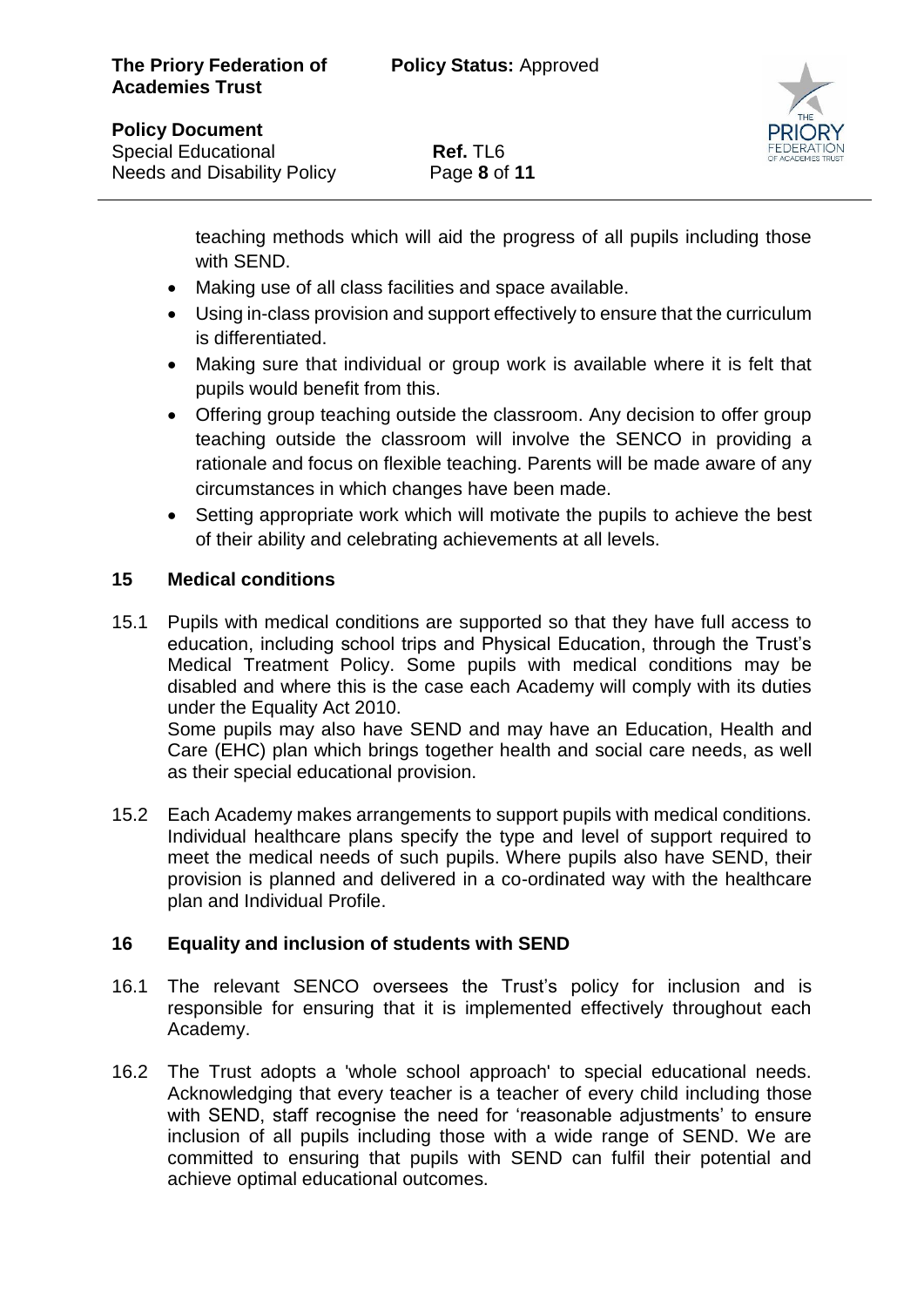teaching methods which will aid the progress of all pupils including those with SEND.

- Making use of all class facilities and space available.
- Using in-class provision and support effectively to ensure that the curriculum is differentiated.
- Making sure that individual or group work is available where it is felt that pupils would benefit from this.
- Offering group teaching outside the classroom. Any decision to offer group teaching outside the classroom will involve the SENCO in providing a rationale and focus on flexible teaching. Parents will be made aware of any circumstances in which changes have been made.
- Setting appropriate work which will motivate the pupils to achieve the best of their ability and celebrating achievements at all levels.

## 15 Medical conditions

15.1 Pupils with medical conditions are supported so that they have full access to education, including school trips and Physical Education, through the Trust's Medical Treatment Policy. Some pupils with medical conditions may be disabled and where this is the case each Academy will comply with its duties under the Equality Act 2010.
Some pupils may also have SEND and may have an Education, Health and Care (EHC) plan which brings together health and social care needs, as well as their special educational provision.

15.2 Each Academy makes arrangements to support pupils with medical conditions. Individual healthcare plans specify the type and level of support required to meet the medical needs of such pupils. Where pupils also have SEND, their provision is planned and delivered in a co-ordinated way with the healthcare plan and Individual Profile.

## 16 Equality and inclusion of students with SEND

16.1 The relevant SENCO oversees the Trust's policy for inclusion and is responsible for ensuring that it is implemented effectively throughout each Academy.

16.2 The Trust adopts a 'whole school approach' to special educational needs. Acknowledging that every teacher is a teacher of every child including those with SEND, staff recognise the need for 'reasonable adjustments' to ensure inclusion of all pupils including those with a wide range of SEND. We are committed to ensuring that pupils with SEND can fulfil their potential and achieve optimal educational outcomes.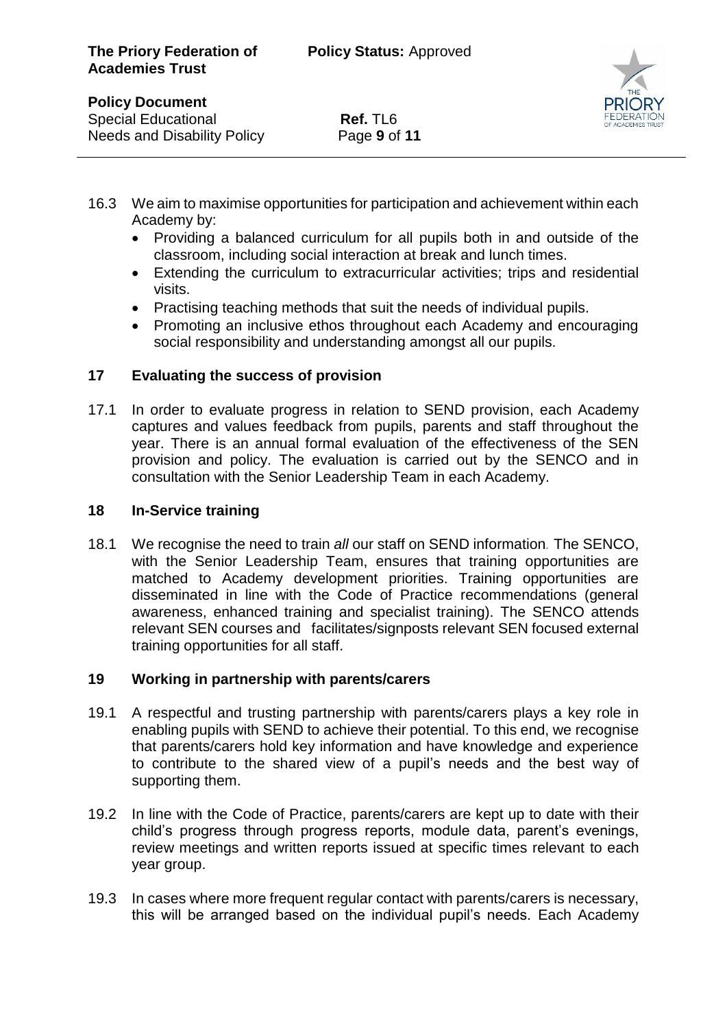16.3 We aim to maximise opportunities for participation and achievement within each Academy by:

- Providing a balanced curriculum for all pupils both in and outside of the classroom, including social interaction at break and lunch times.
- Extending the curriculum to extracurricular activities; trips and residential visits.
- Practising teaching methods that suit the needs of individual pupils.
- Promoting an inclusive ethos throughout each Academy and encouraging social responsibility and understanding amongst all our pupils.

## 17 Evaluating the success of provision

17.1 In order to evaluate progress in relation to SEND provision, each Academy captures and values feedback from pupils, parents and staff throughout the year. There is an annual formal evaluation of the effectiveness of the SEN provision and policy. The evaluation is carried out by the SENCO and in consultation with the Senior Leadership Team in each Academy.

## 18 In-Service training

18.1 We recognise the need to train *all* our staff on SEND information. The SENCO, with the Senior Leadership Team, ensures that training opportunities are matched to Academy development priorities. Training opportunities are disseminated in line with the Code of Practice recommendations (general awareness, enhanced training and specialist training). The SENCO attends relevant SEN courses and facilitates/signposts relevant SEN focused external training opportunities for all staff.

## 19 Working in partnership with parents/carers

19.1 A respectful and trusting partnership with parents/carers plays a key role in enabling pupils with SEND to achieve their potential. To this end, we recognise that parents/carers hold key information and have knowledge and experience to contribute to the shared view of a pupil's needs and the best way of supporting them.

19.2 In line with the Code of Practice, parents/carers are kept up to date with their child's progress through progress reports, module data, parent's evenings, review meetings and written reports issued at specific times relevant to each year group.

19.3 In cases where more frequent regular contact with parents/carers is necessary, this will be arranged based on the individual pupil's needs. Each Academy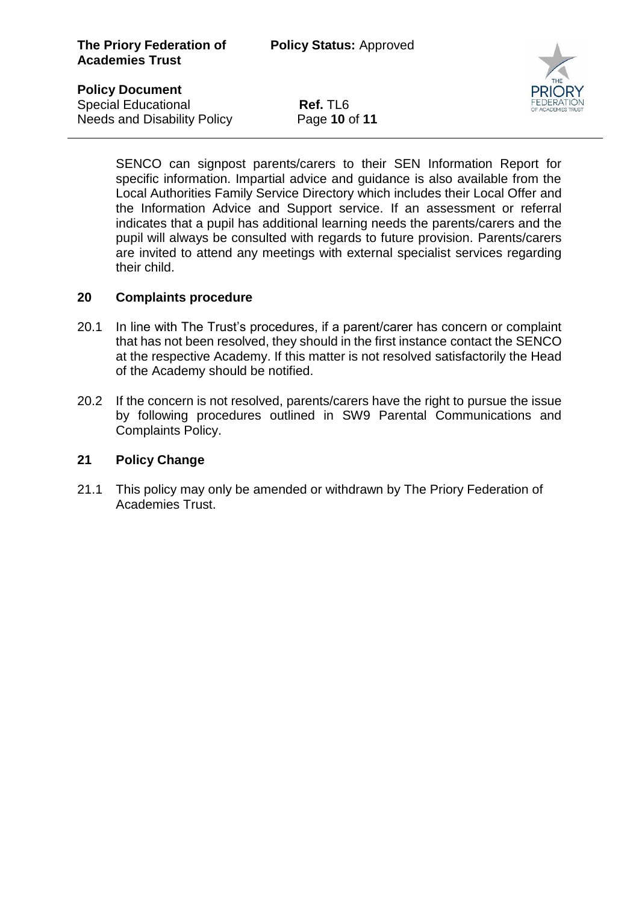SENCO can signpost parents/carers to their SEN Information Report for specific information. Impartial advice and guidance is also available from the Local Authorities Family Service Directory which includes their Local Offer and the Information Advice and Support service. If an assessment or referral indicates that a pupil has additional learning needs the parents/carers and the pupil will always be consulted with regards to future provision. Parents/carers are invited to attend any meetings with external specialist services regarding their child.

## 20 Complaints procedure

20.1 In line with The Trust's procedures, if a parent/carer has concern or complaint that has not been resolved, they should in the first instance contact the SENCO at the respective Academy. If this matter is not resolved satisfactorily the Head of the Academy should be notified.

20.2 If the concern is not resolved, parents/carers have the right to pursue the issue by following procedures outlined in SW9 Parental Communications and Complaints Policy.

## 21 Policy Change

21.1 This policy may only be amended or withdrawn by The Priory Federation of Academies Trust.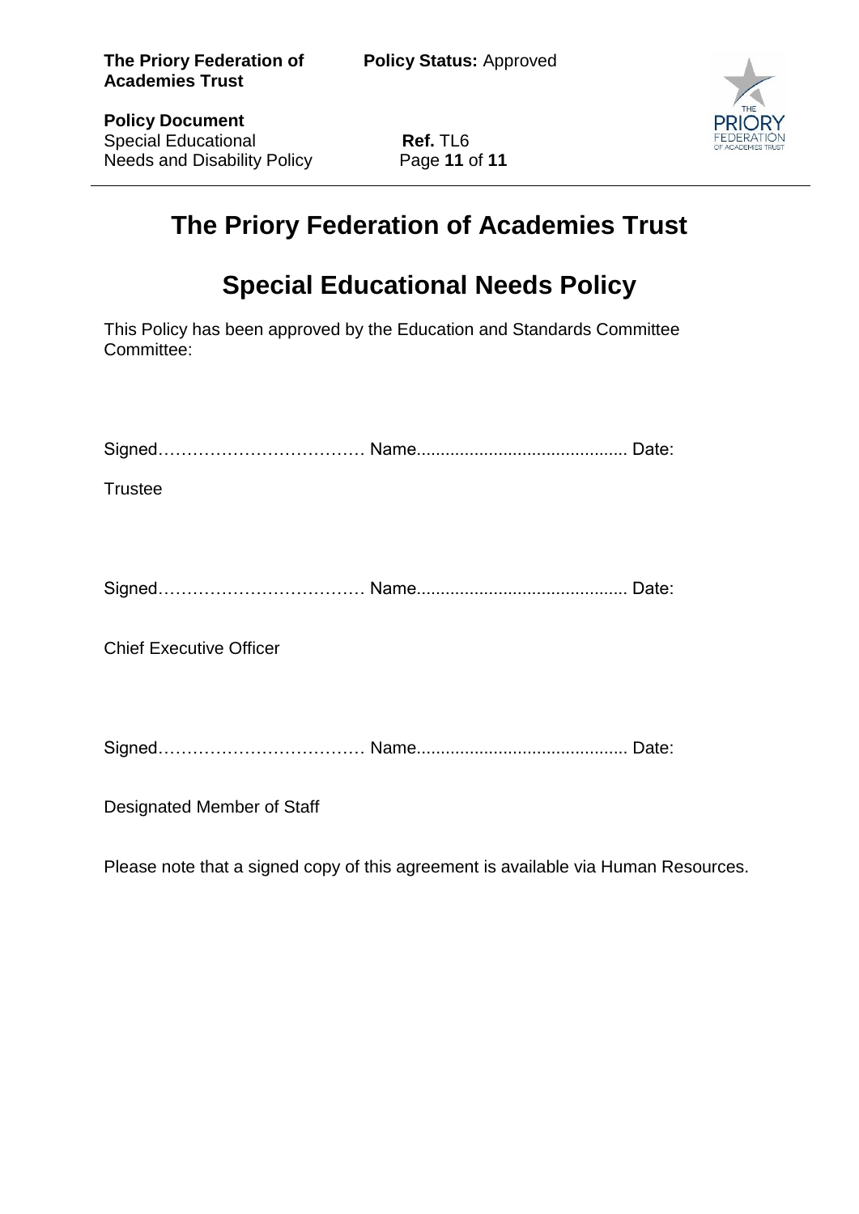# The Priory Federation of Academies Trust

## Special Educational Needs Policy

This Policy has been approved by the Education and Standards Committee Committee:

Signed……………………………… Name........................................... Date:

Trustee

Signed……………………………… Name........................................... Date:

Chief Executive Officer

Signed……………………………… Name........................................... Date:

Designated Member of Staff

Please note that a signed copy of this agreement is available via Human Resources.